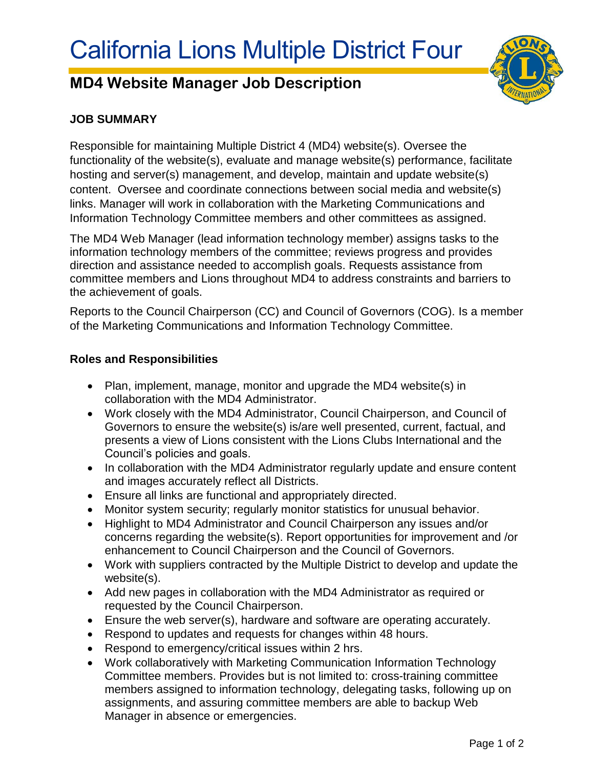# California Lions Multiple District Four

## MD4 Website Manager Job Description

**JOB SUMMARY**

Responsible for maintaining Multiple District 4 (MD4) website(s). Oversee the functionality of the website(s), evaluate and manage website(s) performance, facilitate hosting and server(s) management, and develop, maintain and update website(s) content. Oversee and coordinate connections between social media and website(s) links. Manager will work in collaboration with the Marketing Communications and Information Technology Committee members and other committees as assigned.

The MD4 Web Manager (lead information technology member) assigns tasks to the information technology members of the committee; reviews progress and provides direction and assistance needed to accomplish goals. Requests assistance from committee members and Lions throughout MD4 to address constraints and barriers to the achievement of goals.

Reports to the Council Chairperson (CC) and Council of Governors (COG). Is a member of the Marketing Communications and Information Technology Committee.

**Roles and Responsibilities**

- Plan, implement, manage, monitor and upgrade the MD4 website(s) in collaboration with the MD4 Administrator.
- Work closely with the MD4 Administrator, Council Chairperson, and Council of Governors to ensure the website(s) is/are well presented, current, factual, and presents a view of Lions consistent with the Lions Clubs International and the Council's policies and goals.
- In collaboration with the MD4 Administrator regularly update and ensure content and images accurately reflect all Districts.
- Ensure all links are functional and appropriately directed.
- Monitor system security; regularly monitor statistics for unusual behavior.
- Highlight to MD4 Administrator and Council Chairperson any issues and/or concerns regarding the website(s). Report opportunities for improvement and /or enhancement to Council Chairperson and the Council of Governors.
- Work with suppliers contracted by the Multiple District to develop and update the website(s).
- Add new pages in collaboration with the MD4 Administrator as required or requested by the Council Chairperson.
- Ensure the web server(s), hardware and software are operating accurately.
- Respond to updates and requests for changes within 48 hours.
- Respond to emergency/critical issues within 2 hrs.
- Work collaboratively with Marketing Communication Information Technology Committee members. Provides but is not limited to: cross-training committee members assigned to information technology, delegating tasks, following up on assignments, and assuring committee members are able to backup Web Manager in absence or emergencies.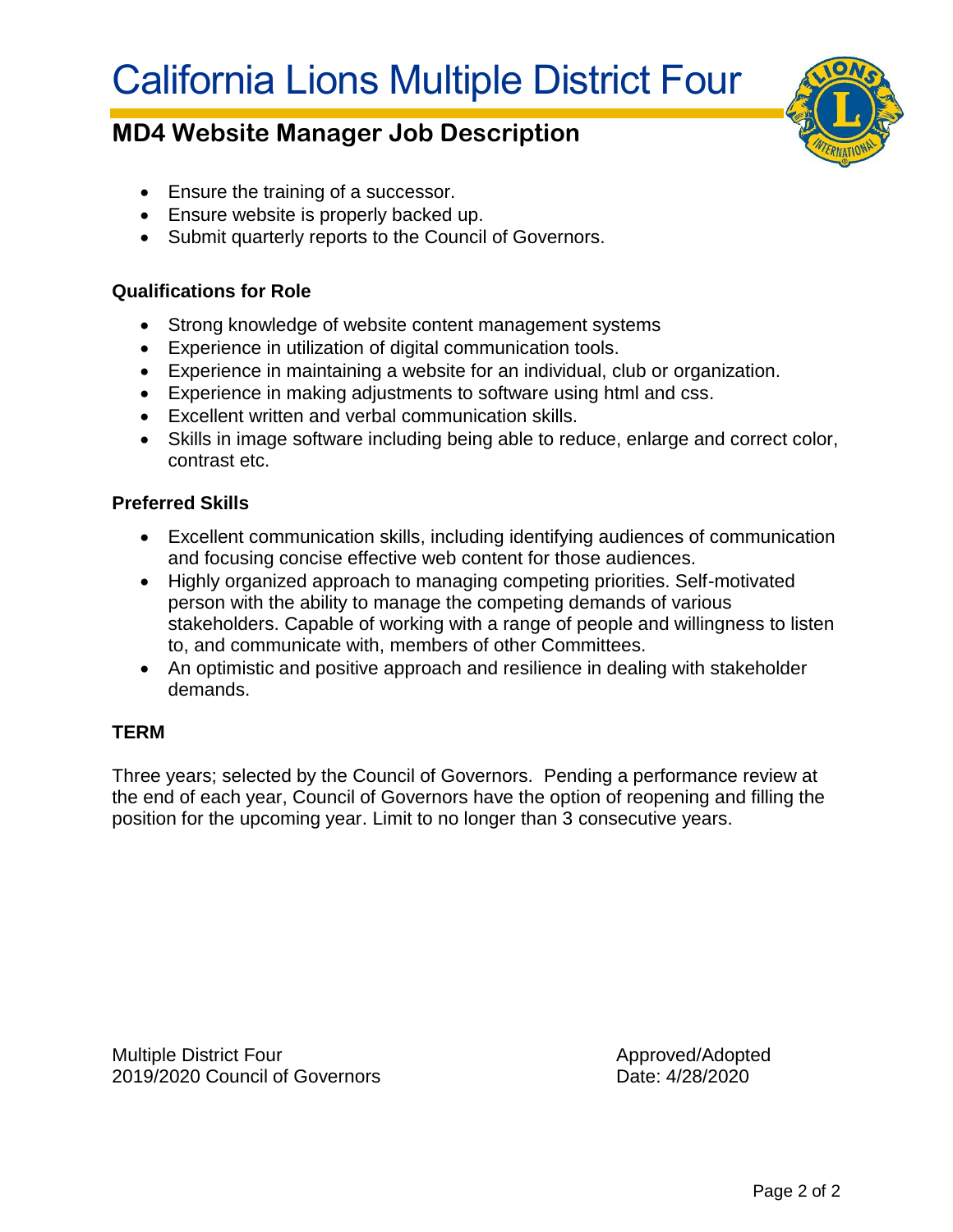- Ensure the training of a successor.
- Ensure website is properly backed up.
- Submit quarterly reports to the Council of Governors.

**Qualifications for Role**

- Strong knowledge of website content management systems
- Experience in utilization of digital communication tools.
- Experience in maintaining a website for an individual, club or organization.
- Experience in making adjustments to software using html and css.
- Excellent written and verbal communication skills.
- Skills in image software including being able to reduce, enlarge and correct color, contrast etc.

**Preferred Skills**

- Excellent communication skills, including identifying audiences of communication and focusing concise effective web content for those audiences.
- Highly organized approach to managing competing priorities. Self-motivated person with the ability to manage the competing demands of various stakeholders. Capable of working with a range of people and willingness to listen to, and communicate with, members of other Committees.
- An optimistic and positive approach and resilience in dealing with stakeholder demands.

**TERM**

Three years; selected by the Council of Governors. Pending a performance review at the end of each year, Council of Governors have the option of reopening and filling the position for the upcoming year. Limit to no longer than 3 consecutive years.

Multiple District Four
2019/2020 Council of Governors

Approved/Adopted
Date: 4/28/2020